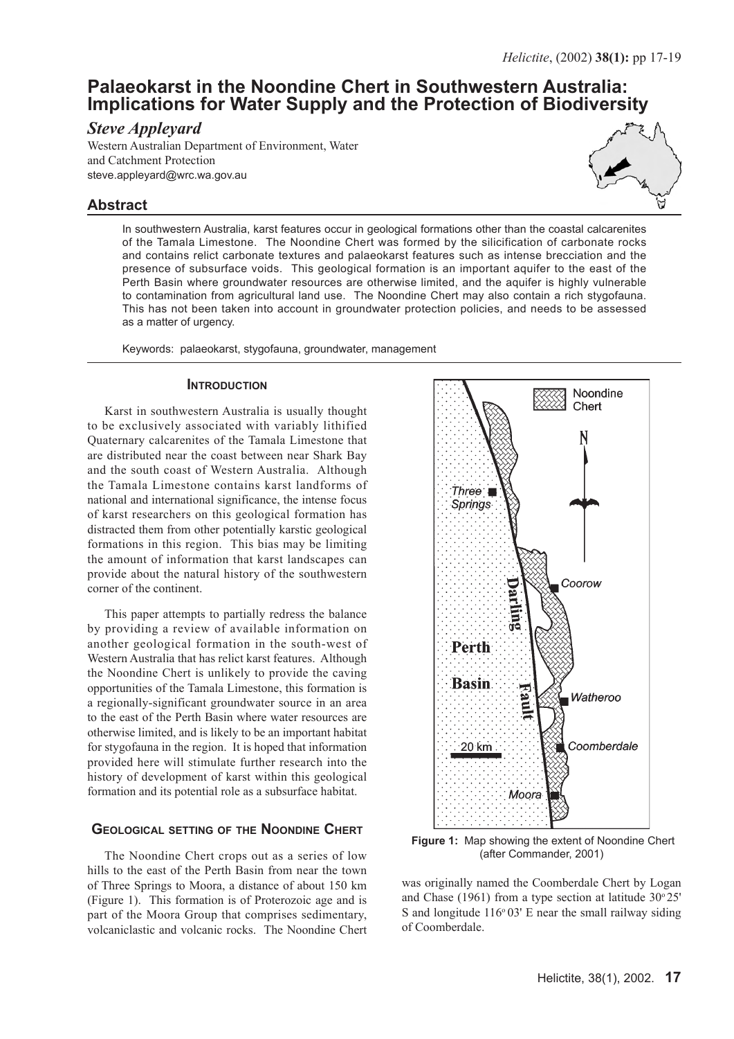# Palaeokarst in the Noondine Chert in Southwestern Australia: Implications for Water Supply and the Protection of Biodiversity

*Steve Appleyard*

Western Australian Department of Environment, Water and Catchment Protection
steve.appleyard@wrc.wa.gov.au

## Abstract

In southwestern Australia, karst features occur in geological formations other than the coastal calcarenites of the Tamala Limestone. The Noondine Chert was formed by the silicification of carbonate rocks and contains relict carbonate textures and palaeokarst features such as intense brecciation and the presence of subsurface voids. This geological formation is an important aquifer to the east of the Perth Basin where groundwater resources are otherwise limited, and the aquifer is highly vulnerable to contamination from agricultural land use. The Noondine Chert may also contain a rich stygofauna. This has not been taken into account in groundwater protection policies, and needs to be assessed as a matter of urgency.

Keywords: palaeokarst, stygofauna, groundwater, management

## Introduction

Karst in southwestern Australia is usually thought to be exclusively associated with variably lithified Quaternary calcarenites of the Tamala Limestone that are distributed near the coast between near Shark Bay and the south coast of Western Australia. Although the Tamala Limestone contains karst landforms of national and international significance, the intense focus of karst researchers on this geological formation has distracted them from other potentially karstic geological formations in this region. This bias may be limiting the amount of information that karst landscapes can provide about the natural history of the southwestern corner of the continent.

This paper attempts to partially redress the balance by providing a review of available information on another geological formation in the south-west of Western Australia that has relict karst features. Although the Noondine Chert is unlikely to provide the caving opportunities of the Tamala Limestone, this formation is a regionally-significant groundwater source in an area to the east of the Perth Basin where water resources are otherwise limited, and is likely to be an important habitat for stygofauna in the region. It is hoped that information provided here will stimulate further research into the history of development of karst within this geological formation and its potential role as a subsurface habitat.

## Geological setting of the Noondine Chert

The Noondine Chert crops out as a series of low hills to the east of the Perth Basin from near the town of Three Springs to Moora, a distance of about 150 km (Figure 1). This formation is of Proterozoic age and is part of the Moora Group that comprises sedimentary, volcaniclastic and volcanic rocks. The Noondine Chert was originally named the Coomberdale Chert by Logan and Chase (1961) from a type section at latitude 30°25' S and longitude 116°03' E near the small railway siding of Coomberdale.

**Figure 1:** Map showing the extent of Noondine Chert (after Commander, 2001)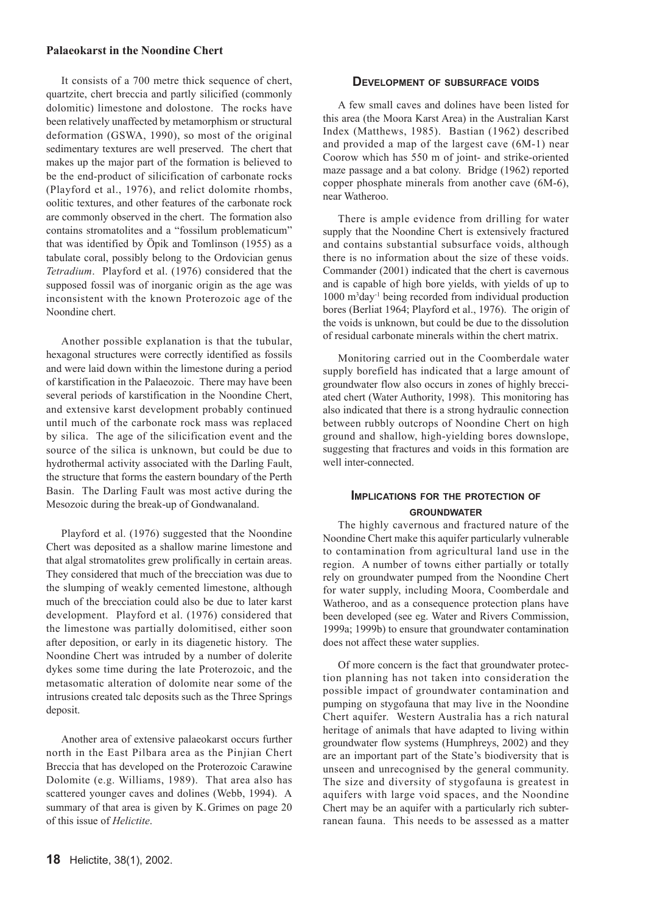### Palaeokarst in the Noondine Chert

It consists of a 700 metre thick sequence of chert, quartzite, chert breccia and partly silicified (commonly dolomitic) limestone and dolostone. The rocks have been relatively unaffected by metamorphism or structural deformation (GSWA, 1990), so most of the original sedimentary textures are well preserved. The chert that makes up the major part of the formation is believed to be the end-product of silicification of carbonate rocks (Playford et al., 1976), and relict dolomite rhombs, oolitic textures, and other features of the carbonate rock are commonly observed in the chert. The formation also contains stromatolites and a "fossilum problematicum" that was identified by Öpik and Tomlinson (1955) as a tabulate coral, possibly belong to the Ordovician genus *Tetradium*. Playford et al. (1976) considered that the supposed fossil was of inorganic origin as the age was inconsistent with the known Proterozoic age of the Noondine chert.

Another possible explanation is that the tubular, hexagonal structures were correctly identified as fossils and were laid down within the limestone during a period of karstification in the Palaeozoic. There may have been several periods of karstification in the Noondine Chert, and extensive karst development probably continued until much of the carbonate rock mass was replaced by silica. The age of the silicification event and the source of the silica is unknown, but could be due to hydrothermal activity associated with the Darling Fault, the structure that forms the eastern boundary of the Perth Basin. The Darling Fault was most active during the Mesozoic during the break-up of Gondwanaland.

Playford et al. (1976) suggested that the Noondine Chert was deposited as a shallow marine limestone and that algal stromatolites grew prolifically in certain areas. They considered that much of the brecciation was due to the slumping of weakly cemented limestone, although much of the brecciation could also be due to later karst development. Playford et al. (1976) considered that the limestone was partially dolomitised, either soon after deposition, or early in its diagenetic history. The Noondine Chert was intruded by a number of dolerite dykes some time during the late Proterozoic, and the metasomatic alteration of dolomite near some of the intrusions created talc deposits such as the Three Springs deposit.

Another area of extensive palaeokarst occurs further north in the East Pilbara area as the Pinjian Chert Breccia that has developed on the Proterozoic Carawine Dolomite (e.g. Williams, 1989). That area also has scattered younger caves and dolines (Webb, 1994). A summary of that area is given by K. Grimes on page 20 of this issue of *Helictite*.

### Development of subsurface voids

A few small caves and dolines have been listed for this area (the Moora Karst Area) in the Australian Karst Index (Matthews, 1985). Bastian (1962) described and provided a map of the largest cave (6M-1) near Coorow which has 550 m of joint- and strike-oriented maze passage and a bat colony. Bridge (1962) reported copper phosphate minerals from another cave (6M-6), near Watheroo.

There is ample evidence from drilling for water supply that the Noondine Chert is extensively fractured and contains substantial subsurface voids, although there is no information about the size of these voids. Commander (2001) indicated that the chert is cavernous and is capable of high bore yields, with yields of up to 1000 $m^3 day^{-1}$ being recorded from individual production bores (Berliat 1964; Playford et al., 1976). The origin of the voids is unknown, but could be due to the dissolution of residual carbonate minerals within the chert matrix.

Monitoring carried out in the Coomberdale water supply borefield has indicated that a large amount of groundwater flow also occurs in zones of highly brecciated chert (Water Authority, 1998). This monitoring has also indicated that there is a strong hydraulic connection between rubbly outcrops of Noondine Chert on high ground and shallow, high-yielding bores downslope, suggesting that fractures and voids in this formation are well inter-connected.

### Implications for the protection of groundwater

The highly cavernous and fractured nature of the Noondine Chert make this aquifer particularly vulnerable to contamination from agricultural land use in the region. A number of towns either partially or totally rely on groundwater pumped from the Noondine Chert for water supply, including Moora, Coomberdale and Watheroo, and as a consequence protection plans have been developed (see eg. Water and Rivers Commission, 1999a; 1999b) to ensure that groundwater contamination does not affect these water supplies.

Of more concern is the fact that groundwater protection planning has not taken into consideration the possible impact of groundwater contamination and pumping on stygofauna that may live in the Noondine Chert aquifer. Western Australia has a rich natural heritage of animals that have adapted to living within groundwater flow systems (Humphreys, 2002) and they are an important part of the State's biodiversity that is unseen and unrecognised by the general community. The size and diversity of stygofauna is greatest in aquifers with large void spaces, and the Noondine Chert may be an aquifer with a particularly rich subterranean fauna. This needs to be assessed as a matter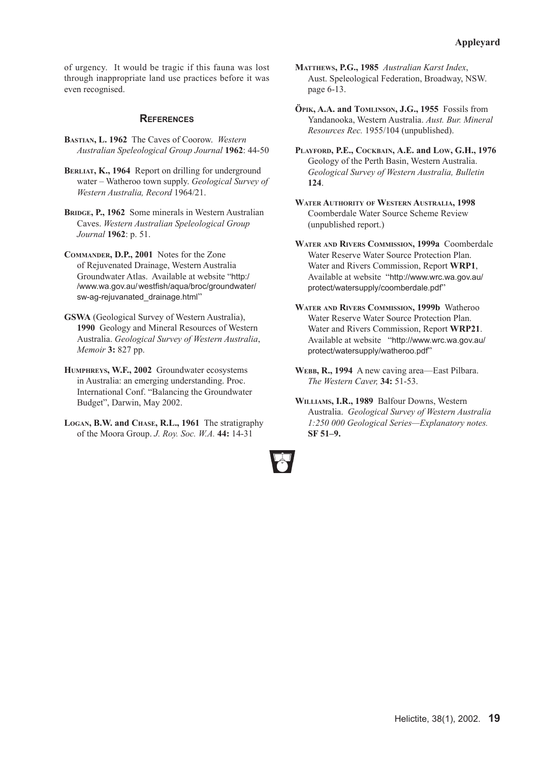of urgency. It would be tragic if this fauna was lost through inappropriate land use practices before it was even recognised.

## References

**Bastian, L. 1962** The Caves of Coorow. *Western Australian Speleological Group Journal* **1962**: 44-50

**Berliat, K., 1964** Report on drilling for underground water – Watheroo town supply. *Geological Survey of Western Australia, Record* 1964/21.

**Bridge, P., 1962** Some minerals in Western Australian Caves. *Western Australian Speleological Group Journal* **1962**: p. 51.

**Commander, D.P., 2001** Notes for the Zone of Rejuvenated Drainage, Western Australia Groundwater Atlas. Available at website "http://www.wa.gov.au/westfish/aqua/broc/groundwater/sw-ag-rejuvanated_drainage.html"

**GSWA** (Geological Survey of Western Australia), **1990** Geology and Mineral Resources of Western Australia. *Geological Survey of Western Australia*, *Memoir* **3:** 827 pp.

**Humphreys, W.F., 2002** Groundwater ecosystems in Australia: an emerging understanding. Proc. International Conf. "Balancing the Groundwater Budget", Darwin, May 2002.

**Logan, B.W. and Chase, R.L., 1961** The stratigraphy of the Moora Group. *J. Roy. Soc. W.A.* **44:** 14-31

**Matthews, P.G., 1985** *Australian Karst Index*, Aust. Speleological Federation, Broadway, NSW. page 6-13.

**Öpik, A.A. and Tomlinson, J.G., 1955** Fossils from Yandanooka, Western Australia. *Aust. Bur. Mineral Resources Rec.* 1955/104 (unpublished).

**Playford, P.E., Cockbain, A.E. and Low, G.H., 1976** Geology of the Perth Basin, Western Australia. *Geological Survey of Western Australia, Bulletin* **124**.

**Water Authority of Western Australia, 1998** Coomberdale Water Source Scheme Review (unpublished report.)

**Water and Rivers Commission, 1999a** Coomberdale Water Reserve Water Source Protection Plan. Water and Rivers Commission, Report **WRP1**, Available at website "http://www.wrc.wa.gov.au/protect/watersupply/coomberdale.pdf"

**Water and Rivers Commission, 1999b** Watheroo Water Reserve Water Source Protection Plan. Water and Rivers Commission, Report **WRP21**. Available at website "http://www.wrc.wa.gov.au/protect/watersupply/watheroo.pdf"

**Webb, R., 1994** A new caving area—East Pilbara. *The Western Caver,* **34:** 51-53.

**Williams, I.R., 1989** Balfour Downs, Western Australia. *Geological Survey of Western Australia 1:250 000 Geological Series—Explanatory notes.* **SF 51–9.**